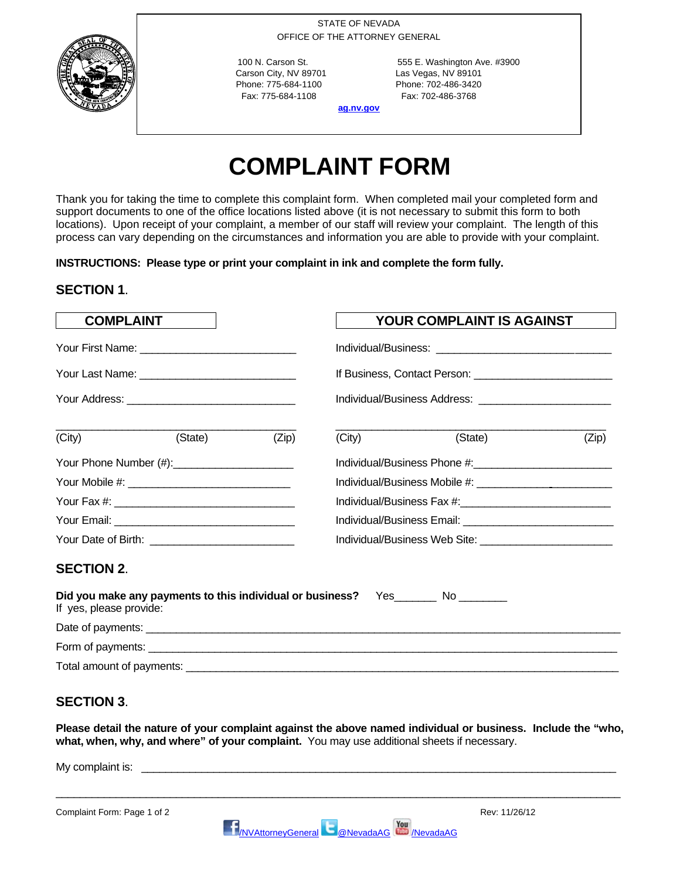STATE OF NEVADA
OFFICE OF THE ATTORNEY GENERAL

100 N. Carson St.
Carson City, NV 89701
Phone: 775-684-1100
Fax: 775-684-1108

555 E. Washington Ave. #3900
Las Vegas, NV 89101
Phone: 702-486-3420
Fax: 702-486-3768

ag.nv.gov

# COMPLAINT FORM

Thank you for taking the time to complete this complaint form. When completed mail your completed form and support documents to one of the office locations listed above (it is not necessary to submit this form to both locations). Upon receipt of your complaint, a member of our staff will review your complaint. The length of this process can vary depending on the circumstances and information you are able to provide with your complaint.

**INSTRUCTIONS: Please type or print your complaint in ink and complete the form fully.**

## SECTION 1.

### COMPLAINT

Your First Name: ___________________________

Your Last Name: ___________________________

Your Address: _____________________________

_____________________________________
(City) (State) (Zip)

Your Phone Number (#):____________________

Your Mobile #: ___________________________

Your Fax #: ______________________________

Your Email: ______________________________

Your Date of Birth: ________________________

### YOUR COMPLAINT IS AGAINST

Individual/Business: ____________________________

If Business, Contact Person: ______________________

Individual/Business Address: _____________________

_____________________________________
(City) (State) (Zip)

Individual/Business Phone #:______________________

Individual/Business Mobile #: _____________________

Individual/Business Fax #:________________________

Individual/Business Email: ________________________

Individual/Business Web Site: _____________________

## SECTION 2.

**Did you make any payments to this individual or business?** Yes_______ No ________
If yes, please provide:

Date of payments: _______________________________________________________________

Form of payments: _______________________________________________________________

Total amount of payments: _________________________________________________________

## SECTION 3.

**Please detail the nature of your complaint against the above named individual or business. Include the "who, what, when, why, and where" of your complaint.** You may use additional sheets if necessary.

My complaint is: __________________________________________________________________

________________________________________________________________________________

Rev: 11/26/12

/NVAttorneyGeneral @NevadaAG /NevadaAG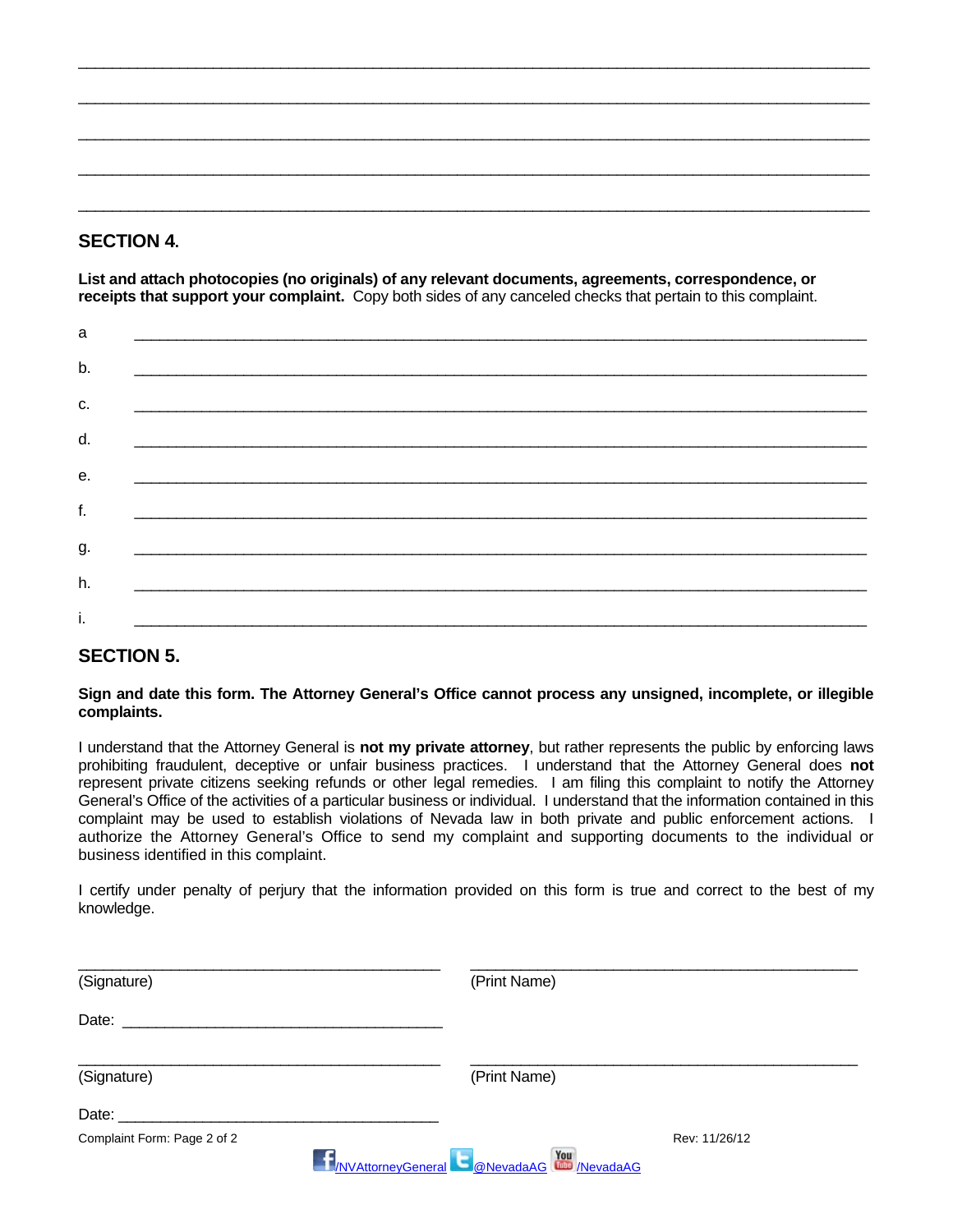\_\_\_\_\_\_\_\_\_\_\_\_\_\_\_\_\_\_\_\_\_\_\_\_\_\_\_\_\_\_\_\_\_\_\_\_\_\_\_\_\_\_\_\_\_\_\_\_\_\_\_\_\_\_\_\_\_\_\_\_\_\_\_\_\_\_\_\_\_\_\_\_\_\_\_\_

\_\_\_\_\_\_\_\_\_\_\_\_\_\_\_\_\_\_\_\_\_\_\_\_\_\_\_\_\_\_\_\_\_\_\_\_\_\_\_\_\_\_\_\_\_\_\_\_\_\_\_\_\_\_\_\_\_\_\_\_\_\_\_\_\_\_\_\_\_\_\_\_\_\_\_\_

\_\_\_\_\_\_\_\_\_\_\_\_\_\_\_\_\_\_\_\_\_\_\_\_\_\_\_\_\_\_\_\_\_\_\_\_\_\_\_\_\_\_\_\_\_\_\_\_\_\_\_\_\_\_\_\_\_\_\_\_\_\_\_\_\_\_\_\_\_\_\_\_\_\_\_\_

\_\_\_\_\_\_\_\_\_\_\_\_\_\_\_\_\_\_\_\_\_\_\_\_\_\_\_\_\_\_\_\_\_\_\_\_\_\_\_\_\_\_\_\_\_\_\_\_\_\_\_\_\_\_\_\_\_\_\_\_\_\_\_\_\_\_\_\_\_\_\_\_\_\_\_\_

\_\_\_\_\_\_\_\_\_\_\_\_\_\_\_\_\_\_\_\_\_\_\_\_\_\_\_\_\_\_\_\_\_\_\_\_\_\_\_\_\_\_\_\_\_\_\_\_\_\_\_\_\_\_\_\_\_\_\_\_\_\_\_\_\_\_\_\_\_\_\_\_\_\_\_\_

## SECTION 4.

**List and attach photocopies (no originals) of any relevant documents, agreements, correspondence, or receipts that support your complaint.** Copy both sides of any canceled checks that pertain to this complaint.

a \_\_\_\_\_\_\_\_\_\_\_\_\_\_\_\_\_\_\_\_\_\_\_\_\_\_\_\_\_\_\_\_\_\_\_\_\_\_\_\_\_\_\_\_\_\_\_\_\_\_\_\_\_\_\_\_\_\_\_\_\_\_\_\_\_\_\_\_\_\_

b. \_\_\_\_\_\_\_\_\_\_\_\_\_\_\_\_\_\_\_\_\_\_\_\_\_\_\_\_\_\_\_\_\_\_\_\_\_\_\_\_\_\_\_\_\_\_\_\_\_\_\_\_\_\_\_\_\_\_\_\_\_\_\_\_\_\_\_\_\_\_

c. \_\_\_\_\_\_\_\_\_\_\_\_\_\_\_\_\_\_\_\_\_\_\_\_\_\_\_\_\_\_\_\_\_\_\_\_\_\_\_\_\_\_\_\_\_\_\_\_\_\_\_\_\_\_\_\_\_\_\_\_\_\_\_\_\_\_\_\_\_\_

d. \_\_\_\_\_\_\_\_\_\_\_\_\_\_\_\_\_\_\_\_\_\_\_\_\_\_\_\_\_\_\_\_\_\_\_\_\_\_\_\_\_\_\_\_\_\_\_\_\_\_\_\_\_\_\_\_\_\_\_\_\_\_\_\_\_\_\_\_\_\_

e. \_\_\_\_\_\_\_\_\_\_\_\_\_\_\_\_\_\_\_\_\_\_\_\_\_\_\_\_\_\_\_\_\_\_\_\_\_\_\_\_\_\_\_\_\_\_\_\_\_\_\_\_\_\_\_\_\_\_\_\_\_\_\_\_\_\_\_\_\_\_

f. \_\_\_\_\_\_\_\_\_\_\_\_\_\_\_\_\_\_\_\_\_\_\_\_\_\_\_\_\_\_\_\_\_\_\_\_\_\_\_\_\_\_\_\_\_\_\_\_\_\_\_\_\_\_\_\_\_\_\_\_\_\_\_\_\_\_\_\_\_\_

g. \_\_\_\_\_\_\_\_\_\_\_\_\_\_\_\_\_\_\_\_\_\_\_\_\_\_\_\_\_\_\_\_\_\_\_\_\_\_\_\_\_\_\_\_\_\_\_\_\_\_\_\_\_\_\_\_\_\_\_\_\_\_\_\_\_\_\_\_\_\_

h. \_\_\_\_\_\_\_\_\_\_\_\_\_\_\_\_\_\_\_\_\_\_\_\_\_\_\_\_\_\_\_\_\_\_\_\_\_\_\_\_\_\_\_\_\_\_\_\_\_\_\_\_\_\_\_\_\_\_\_\_\_\_\_\_\_\_\_\_\_\_

i. \_\_\_\_\_\_\_\_\_\_\_\_\_\_\_\_\_\_\_\_\_\_\_\_\_\_\_\_\_\_\_\_\_\_\_\_\_\_\_\_\_\_\_\_\_\_\_\_\_\_\_\_\_\_\_\_\_\_\_\_\_\_\_\_\_\_\_\_\_\_

## SECTION 5.

**Sign and date this form. The Attorney General's Office cannot process any unsigned, incomplete, or illegible complaints.**

I understand that the Attorney General is **not my private attorney**, but rather represents the public by enforcing laws prohibiting fraudulent, deceptive or unfair business practices. I understand that the Attorney General does **not** represent private citizens seeking refunds or other legal remedies. I am filing this complaint to notify the Attorney General's Office of the activities of a particular business or individual. I understand that the information contained in this complaint may be used to establish violations of Nevada law in both private and public enforcement actions. I authorize the Attorney General's Office to send my complaint and supporting documents to the individual or business identified in this complaint.

I certify under penalty of perjury that the information provided on this form is true and correct to the best of my knowledge.

\_\_\_\_\_\_\_\_\_\_\_\_\_\_\_\_\_\_\_\_\_\_\_\_\_\_\_\_\_\_\_\_\_\_\_\_\_\_\_\_ \_\_\_\_\_\_\_\_\_\_\_\_\_\_\_\_\_\_\_\_\_\_\_\_\_\_\_\_\_\_\_\_\_\_\_\_\_\_\_\_
(Signature) (Print Name)

Date: \_\_\_\_\_\_\_\_\_\_\_\_\_\_\_\_\_\_\_\_\_\_\_\_\_\_\_\_\_\_\_\_\_\_\_\_

\_\_\_\_\_\_\_\_\_\_\_\_\_\_\_\_\_\_\_\_\_\_\_\_\_\_\_\_\_\_\_\_\_\_\_\_\_\_\_\_ \_\_\_\_\_\_\_\_\_\_\_\_\_\_\_\_\_\_\_\_\_\_\_\_\_\_\_\_\_\_\_\_\_\_\_\_\_\_\_\_
(Signature) (Print Name)

Date: \_\_\_\_\_\_\_\_\_\_\_\_\_\_\_\_\_\_\_\_\_\_\_\_\_\_\_\_\_\_\_\_\_\_\_\_

Rev: 11/26/12

/NVAttorneyGeneral @NevadaAG /NevadaAG